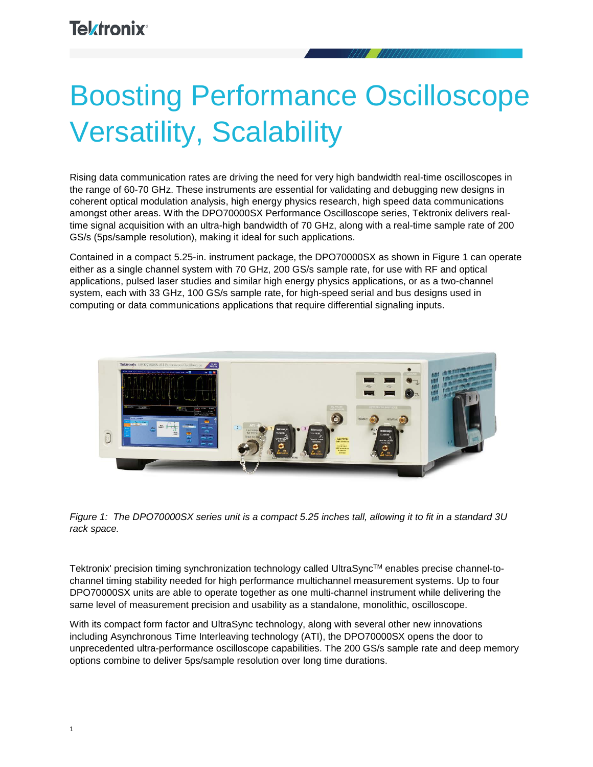# Boosting Performance Oscilloscope Versatility, Scalability

Rising data communication rates are driving the need for very high bandwidth real-time oscilloscopes in the range of 60-70 GHz. These instruments are essential for validating and debugging new designs in coherent optical modulation analysis, high energy physics research, high speed data communications amongst other areas. With the DPO70000SX Performance Oscilloscope series, Tektronix delivers real-time signal acquisition with an ultra-high bandwidth of 70 GHz, along with a real-time sample rate of 200 GS/s (5ps/sample resolution), making it ideal for such applications.

Contained in a compact 5.25-in. instrument package, the DPO70000SX as shown in Figure 1 can operate either as a single channel system with 70 GHz, 200 GS/s sample rate, for use with RF and optical applications, pulsed laser studies and similar high energy physics applications, or as a two-channel system, each with 33 GHz, 100 GS/s sample rate, for high-speed serial and bus designs used in computing or data communications applications that require differential signaling inputs.

*Figure 1: The DPO70000SX series unit is a compact 5.25 inches tall, allowing it to fit in a standard 3U rack space.*

Tektronix' precision timing synchronization technology called UltraSync™ enables precise channel-to-channel timing stability needed for high performance multichannel measurement systems. Up to four DPO70000SX units are able to operate together as one multi-channel instrument while delivering the same level of measurement precision and usability as a standalone, monolithic, oscilloscope.

With its compact form factor and UltraSync technology, along with several other new innovations including Asynchronous Time Interleaving technology (ATI), the DPO70000SX opens the door to unprecedented ultra-performance oscilloscope capabilities. The 200 GS/s sample rate and deep memory options combine to deliver 5ps/sample resolution over long time durations.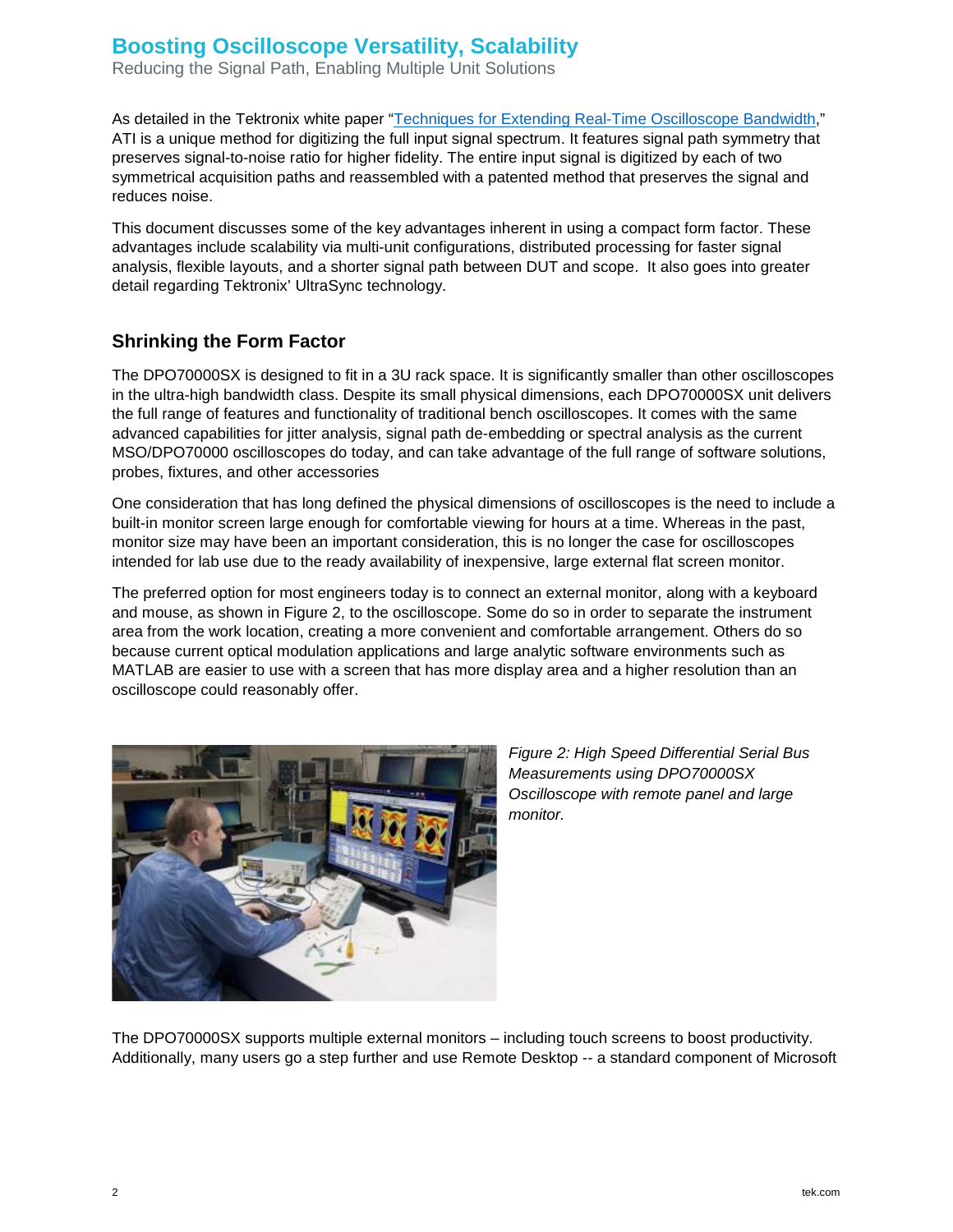As detailed in the Tektronix white paper "[Techniques for Extending Real-Time Oscilloscope Bandwidth](#)," ATI is a unique method for digitizing the full input signal spectrum. It features signal path symmetry that preserves signal-to-noise ratio for higher fidelity. The entire input signal is digitized by each of two symmetrical acquisition paths and reassembled with a patented method that preserves the signal and reduces noise.

This document discusses some of the key advantages inherent in using a compact form factor. These advantages include scalability via multi-unit configurations, distributed processing for faster signal analysis, flexible layouts, and a shorter signal path between DUT and scope. It also goes into greater detail regarding Tektronix' UltraSync technology.

## Shrinking the Form Factor

The DPO70000SX is designed to fit in a 3U rack space. It is significantly smaller than other oscilloscopes in the ultra-high bandwidth class. Despite its small physical dimensions, each DPO70000SX unit delivers the full range of features and functionality of traditional bench oscilloscopes. It comes with the same advanced capabilities for jitter analysis, signal path de-embedding or spectral analysis as the current MSO/DPO70000 oscilloscopes do today, and can take advantage of the full range of software solutions, probes, fixtures, and other accessories

One consideration that has long defined the physical dimensions of oscilloscopes is the need to include a built-in monitor screen large enough for comfortable viewing for hours at a time. Whereas in the past, monitor size may have been an important consideration, this is no longer the case for oscilloscopes intended for lab use due to the ready availability of inexpensive, large external flat screen monitor.

The preferred option for most engineers today is to connect an external monitor, along with a keyboard and mouse, as shown in Figure 2, to the oscilloscope. Some do so in order to separate the instrument area from the work location, creating a more convenient and comfortable arrangement. Others do so because current optical modulation applications and large analytic software environments such as MATLAB are easier to use with a screen that has more display area and a higher resolution than an oscilloscope could reasonably offer.

*Figure 2: High Speed Differential Serial Bus Measurements using DPO70000SX Oscilloscope with remote panel and large monitor.*

The DPO70000SX supports multiple external monitors – including touch screens to boost productivity. Additionally, many users go a step further and use Remote Desktop -- a standard component of Microsoft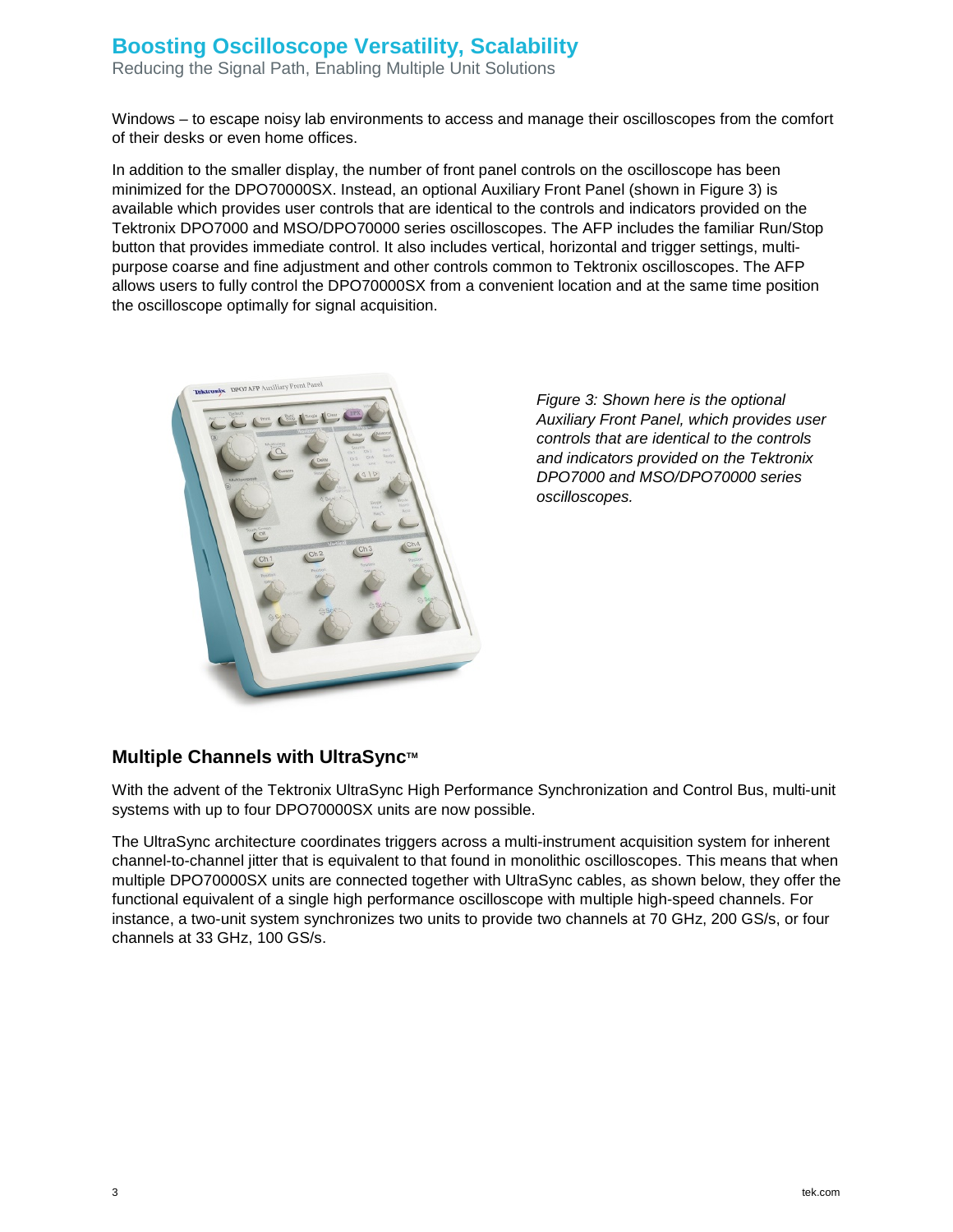Windows – to escape noisy lab environments to access and manage their oscilloscopes from the comfort of their desks or even home offices.

In addition to the smaller display, the number of front panel controls on the oscilloscope has been minimized for the DPO70000SX. Instead, an optional Auxiliary Front Panel (shown in Figure 3) is available which provides user controls that are identical to the controls and indicators provided on the Tektronix DPO7000 and MSO/DPO70000 series oscilloscopes. The AFP includes the familiar Run/Stop button that provides immediate control. It also includes vertical, horizontal and trigger settings, multi-purpose coarse and fine adjustment and other controls common to Tektronix oscilloscopes. The AFP allows users to fully control the DPO70000SX from a convenient location and at the same time position the oscilloscope optimally for signal acquisition.

*Figure 3: Shown here is the optional Auxiliary Front Panel, which provides user controls that are identical to the controls and indicators provided on the Tektronix DPO7000 and MSO/DPO70000 series oscilloscopes.*

## Multiple Channels with UltraSync™

With the advent of the Tektronix UltraSync High Performance Synchronization and Control Bus, multi-unit systems with up to four DPO70000SX units are now possible.

The UltraSync architecture coordinates triggers across a multi-instrument acquisition system for inherent channel-to-channel jitter that is equivalent to that found in monolithic oscilloscopes. This means that when multiple DPO70000SX units are connected together with UltraSync cables, as shown below, they offer the functional equivalent of a single high performance oscilloscope with multiple high-speed channels. For instance, a two-unit system synchronizes two units to provide two channels at 70 GHz, 200 GS/s, or four channels at 33 GHz, 100 GS/s.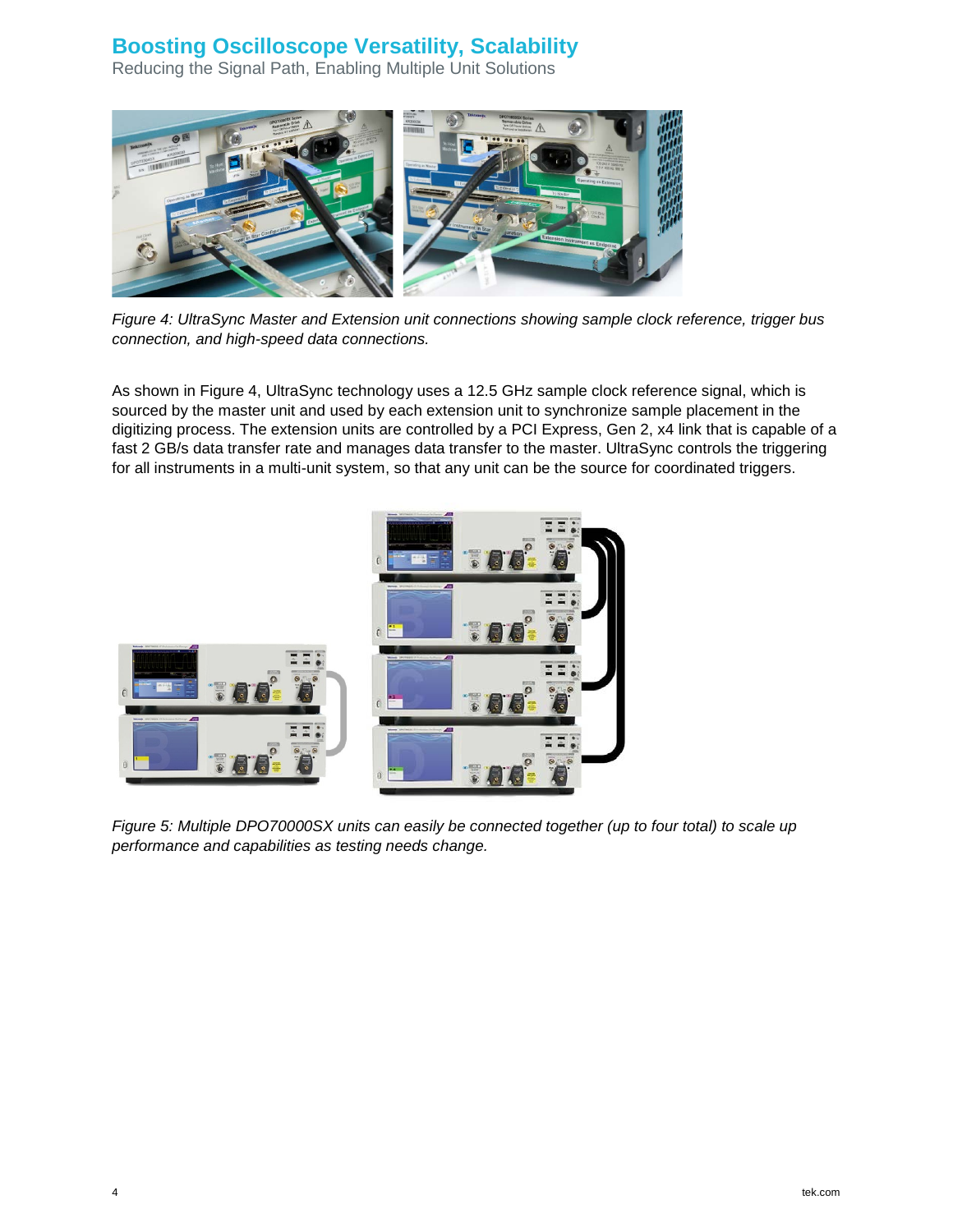# Boosting Oscilloscope Versatility, Scalability

Reducing the Signal Path, Enabling Multiple Unit Solutions

*Figure 4: UltraSync Master and Extension unit connections showing sample clock reference, trigger bus connection, and high-speed data connections.*

As shown in Figure 4, UltraSync technology uses a 12.5 GHz sample clock reference signal, which is sourced by the master unit and used by each extension unit to synchronize sample placement in the digitizing process. The extension units are controlled by a PCI Express, Gen 2, x4 link that is capable of a fast 2 GB/s data transfer rate and manages data transfer to the master. UltraSync controls the triggering for all instruments in a multi-unit system, so that any unit can be the source for coordinated triggers.

*Figure 5: Multiple DPO70000SX units can easily be connected together (up to four total) to scale up performance and capabilities as testing needs change.*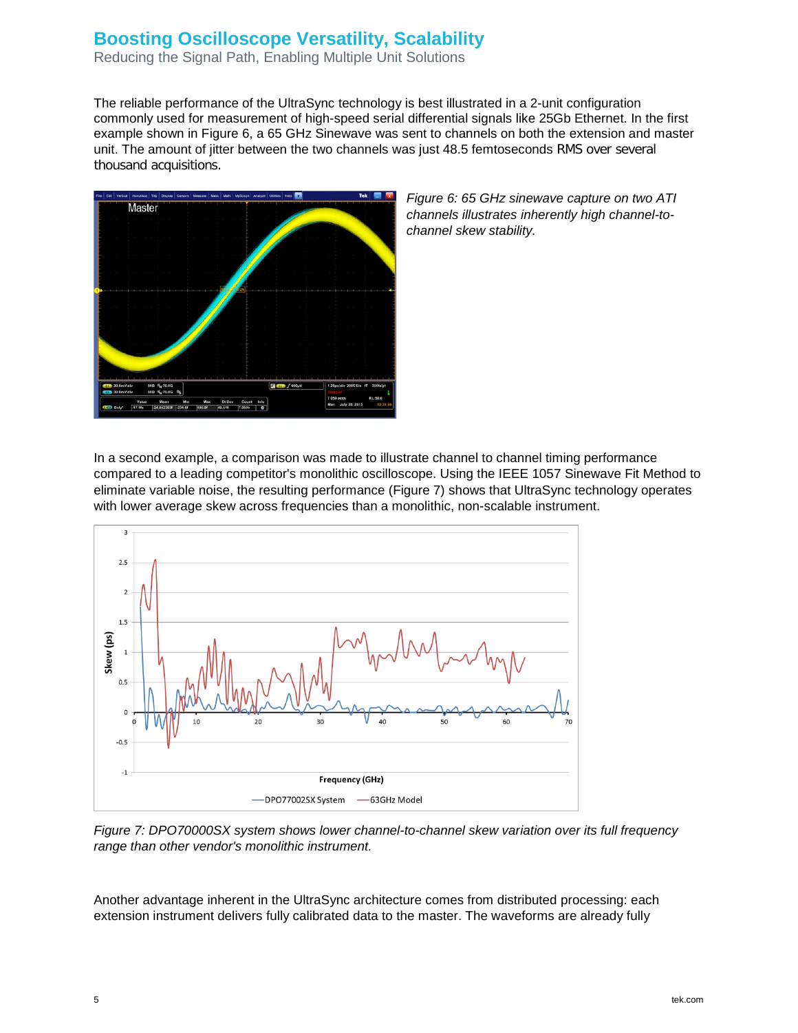The reliable performance of the UltraSync technology is best illustrated in a 2-unit configuration commonly used for measurement of high-speed serial differential signals like 25Gb Ethernet. In the first example shown in Figure 6, a 65 GHz Sinewave was sent to channels on both the extension and master unit. The amount of jitter between the two channels was just 48.5 femtoseconds RMS over several thousand acquisitions.

*Figure 6: 65 GHz sinewave capture on two ATI channels illustrates inherently high channel-to-channel skew stability.*

In a second example, a comparison was made to illustrate channel to channel timing performance compared to a leading competitor's monolithic oscilloscope. Using the IEEE 1057 Sinewave Fit Method to eliminate variable noise, the resulting performance (Figure 7) shows that UltraSync technology operates with lower average skew across frequencies than a monolithic, non-scalable instrument.

*Figure 7: DPO70000SX system shows lower channel-to-channel skew variation over its full frequency range than other vendor's monolithic instrument.*

Another advantage inherent in the UltraSync architecture comes from distributed processing: each extension instrument delivers fully calibrated data to the master. The waveforms are already fully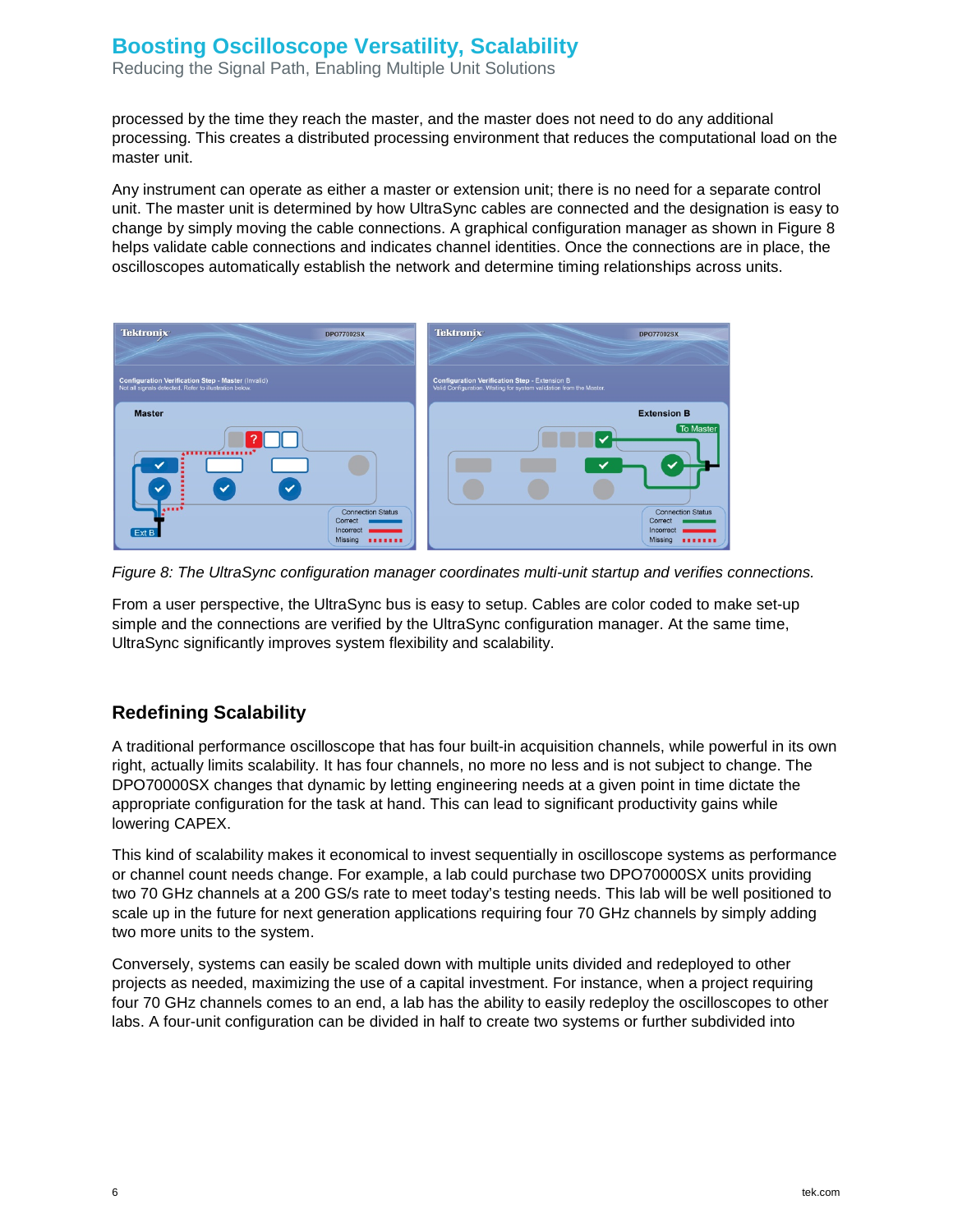processed by the time they reach the master, and the master does not need to do any additional processing. This creates a distributed processing environment that reduces the computational load on the master unit.

Any instrument can operate as either a master or extension unit; there is no need for a separate control unit. The master unit is determined by how UltraSync cables are connected and the designation is easy to change by simply moving the cable connections. A graphical configuration manager as shown in Figure 8 helps validate cable connections and indicates channel identities. Once the connections are in place, the oscilloscopes automatically establish the network and determine timing relationships across units.

*Figure 8: The UltraSync configuration manager coordinates multi-unit startup and verifies connections.*

From a user perspective, the UltraSync bus is easy to setup. Cables are color coded to make set-up simple and the connections are verified by the UltraSync configuration manager. At the same time, UltraSync significantly improves system flexibility and scalability.

## Redefining Scalability

A traditional performance oscilloscope that has four built-in acquisition channels, while powerful in its own right, actually limits scalability. It has four channels, no more no less and is not subject to change. The DPO70000SX changes that dynamic by letting engineering needs at a given point in time dictate the appropriate configuration for the task at hand. This can lead to significant productivity gains while lowering CAPEX.

This kind of scalability makes it economical to invest sequentially in oscilloscope systems as performance or channel count needs change. For example, a lab could purchase two DPO70000SX units providing two 70 GHz channels at a 200 GS/s rate to meet today's testing needs. This lab will be well positioned to scale up in the future for next generation applications requiring four 70 GHz channels by simply adding two more units to the system.

Conversely, systems can easily be scaled down with multiple units divided and redeployed to other projects as needed, maximizing the use of a capital investment. For instance, when a project requiring four 70 GHz channels comes to an end, a lab has the ability to easily redeploy the oscilloscopes to other labs. A four-unit configuration can be divided in half to create two systems or further subdivided into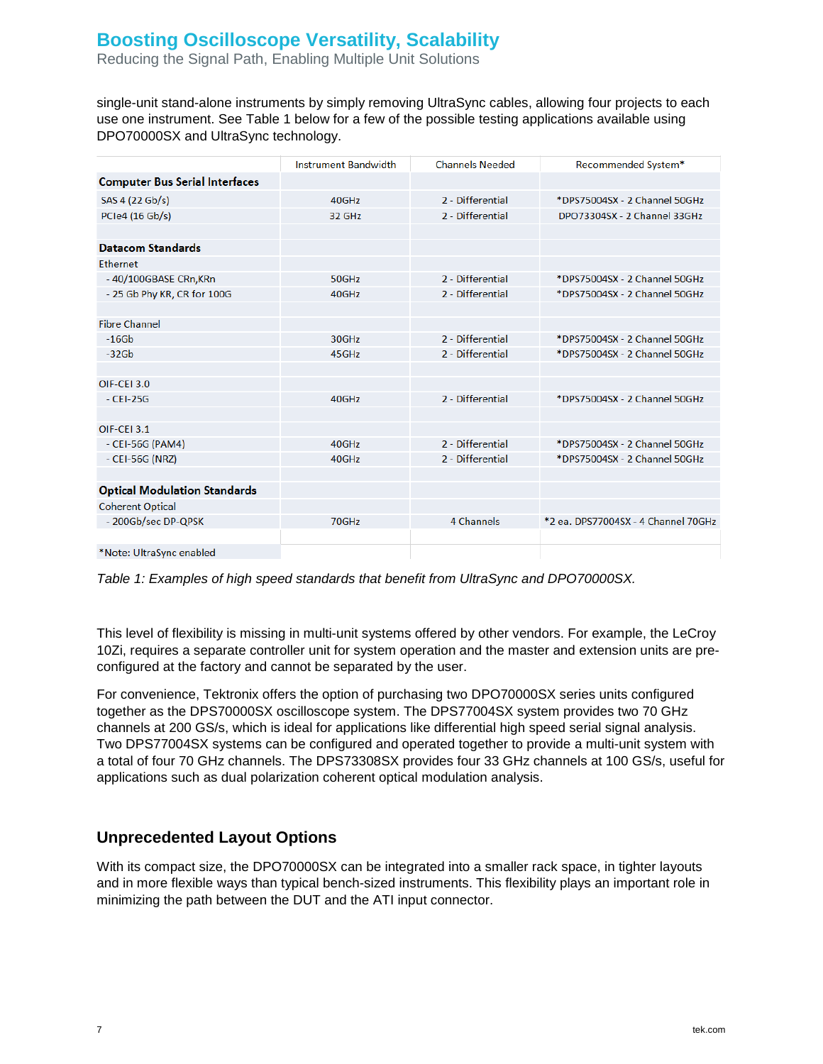single-unit stand-alone instruments by simply removing UltraSync cables, allowing four projects to each use one instrument. See Table 1 below for a few of the possible testing applications available using DPO70000SX and UltraSync technology.

| | Instrument Bandwidth | Channels Needed | Recommended System* |
|---|---|---|---|
| **Computer Bus Serial Interfaces** | | | |
| SAS 4 (22 Gb/s) | 40GHz | 2 - Differential | *DPS75004SX - 2 Channel 50GHz |
| PCIe4 (16 Gb/s) | 32 GHz | 2 - Differential | DPO73304SX - 2 Channel 33GHz |
| | | | |
| **Datacom Standards** | | | |
| Ethernet | | | |
| - 40/100GBASE CRn,KRn | 50GHz | 2 - Differential | *DPS75004SX - 2 Channel 50GHz |
| - 25 Gb Phy KR, CR for 100G | 40GHz | 2 - Differential | *DPS75004SX - 2 Channel 50GHz |
| | | | |
| Fibre Channel | | | |
| -16Gb | 30GHz | 2 - Differential | *DPS75004SX - 2 Channel 50GHz |
| -32Gb | 45GHz | 2 - Differential | *DPS75004SX - 2 Channel 50GHz |
| | | | |
| OIF-CEI 3.0 | | | |
| - CEI-25G | 40GHz | 2 - Differential | *DPS75004SX - 2 Channel 50GHz |
| | | | |
| OIF-CEI 3.1 | | | |
| - CEI-56G (PAM4) | 40GHz | 2 - Differential | *DPS75004SX - 2 Channel 50GHz |
| - CEI-56G (NRZ) | 40GHz | 2 - Differential | *DPS75004SX - 2 Channel 50GHz |
| | | | |
| **Optical Modulation Standards** | | | |
| Coherent Optical | | | |
| - 200Gb/sec DP-QPSK | 70GHz | 4 Channels | *2 ea. DPS77004SX - 4 Channel 70GHz |
| | | | |
| *Note: UltraSync enabled | | | |

*Table 1: Examples of high speed standards that benefit from UltraSync and DPO70000SX.*

This level of flexibility is missing in multi-unit systems offered by other vendors. For example, the LeCroy 10Zi, requires a separate controller unit for system operation and the master and extension units are pre-configured at the factory and cannot be separated by the user.

For convenience, Tektronix offers the option of purchasing two DPO70000SX series units configured together as the DPS70000SX oscilloscope system. The DPS77004SX system provides two 70 GHz channels at 200 GS/s, which is ideal for applications like differential high speed serial signal analysis. Two DPS77004SX systems can be configured and operated together to provide a multi-unit system with a total of four 70 GHz channels. The DPS73308SX provides four 33 GHz channels at 100 GS/s, useful for applications such as dual polarization coherent optical modulation analysis.

## Unprecedented Layout Options

With its compact size, the DPO70000SX can be integrated into a smaller rack space, in tighter layouts and in more flexible ways than typical bench-sized instruments. This flexibility plays an important role in minimizing the path between the DUT and the ATI input connector.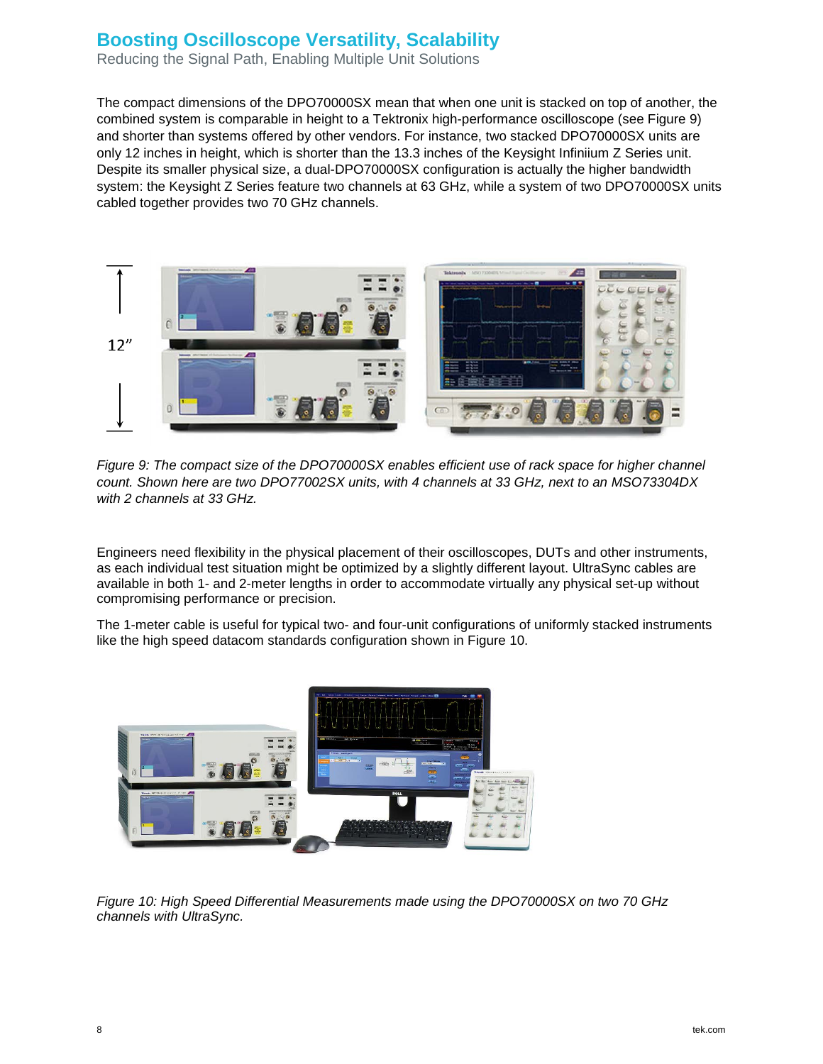# Boosting Oscilloscope Versatility, Scalability

Reducing the Signal Path, Enabling Multiple Unit Solutions

The compact dimensions of the DPO70000SX mean that when one unit is stacked on top of another, the combined system is comparable in height to a Tektronix high-performance oscilloscope (see Figure 9) and shorter than systems offered by other vendors. For instance, two stacked DPO70000SX units are only 12 inches in height, which is shorter than the 13.3 inches of the Keysight Infiniium Z Series unit. Despite its smaller physical size, a dual-DPO70000SX configuration is actually the higher bandwidth system: the Keysight Z Series feature two channels at 63 GHz, while a system of two DPO70000SX units cabled together provides two 70 GHz channels.

*Figure 9: The compact size of the DPO70000SX enables efficient use of rack space for higher channel count. Shown here are two DPO77002SX units, with 4 channels at 33 GHz, next to an MSO73304DX with 2 channels at 33 GHz.*

Engineers need flexibility in the physical placement of their oscilloscopes, DUTs and other instruments, as each individual test situation might be optimized by a slightly different layout. UltraSync cables are available in both 1- and 2-meter lengths in order to accommodate virtually any physical set-up without compromising performance or precision.

The 1-meter cable is useful for typical two- and four-unit configurations of uniformly stacked instruments like the high speed datacom standards configuration shown in Figure 10.

*Figure 10: High Speed Differential Measurements made using the DPO70000SX on two 70 GHz channels with UltraSync.*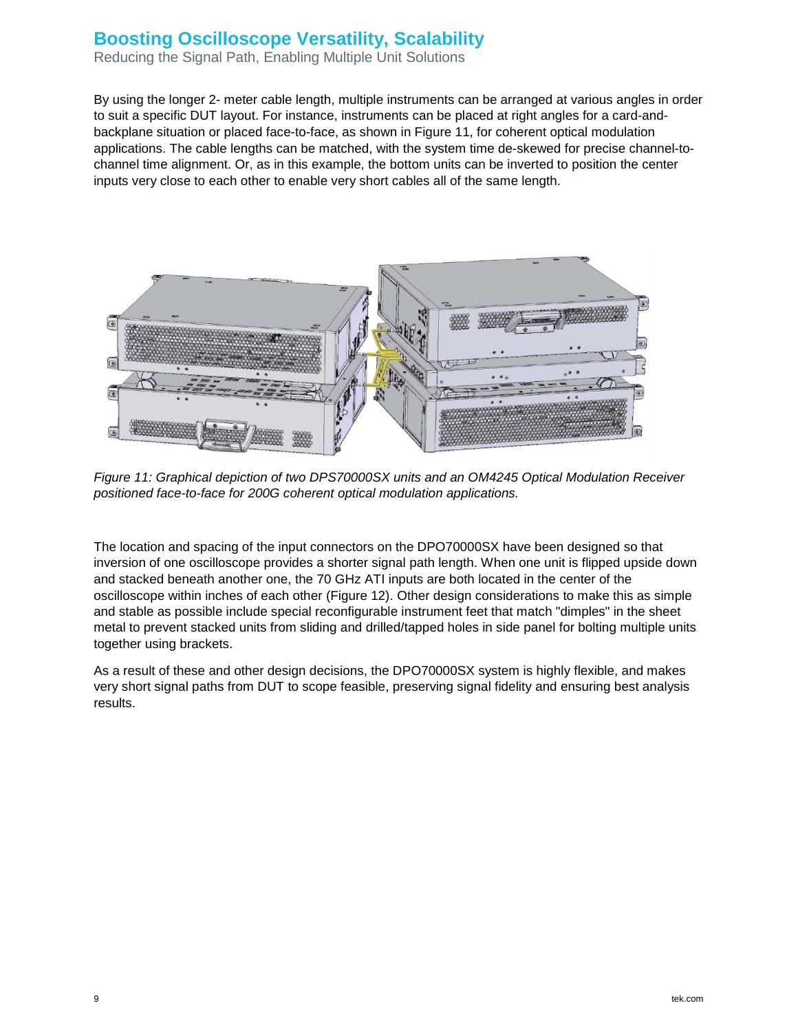# Boosting Oscilloscope Versatility, Scalability

Reducing the Signal Path, Enabling Multiple Unit Solutions

By using the longer 2- meter cable length, multiple instruments can be arranged at various angles in order to suit a specific DUT layout. For instance, instruments can be placed at right angles for a card-and-backplane situation or placed face-to-face, as shown in Figure 11, for coherent optical modulation applications. The cable lengths can be matched, with the system time de-skewed for precise channel-to-channel time alignment. Or, as in this example, the bottom units can be inverted to position the center inputs very close to each other to enable very short cables all of the same length.

*Figure 11: Graphical depiction of two DPS70000SX units and an OM4245 Optical Modulation Receiver positioned face-to-face for 200G coherent optical modulation applications.*

The location and spacing of the input connectors on the DPO70000SX have been designed so that inversion of one oscilloscope provides a shorter signal path length. When one unit is flipped upside down and stacked beneath another one, the 70 GHz ATI inputs are both located in the center of the oscilloscope within inches of each other (Figure 12). Other design considerations to make this as simple and stable as possible include special reconfigurable instrument feet that match "dimples" in the sheet metal to prevent stacked units from sliding and drilled/tapped holes in side panel for bolting multiple units together using brackets.

As a result of these and other design decisions, the DPO70000SX system is highly flexible, and makes very short signal paths from DUT to scope feasible, preserving signal fidelity and ensuring best analysis results.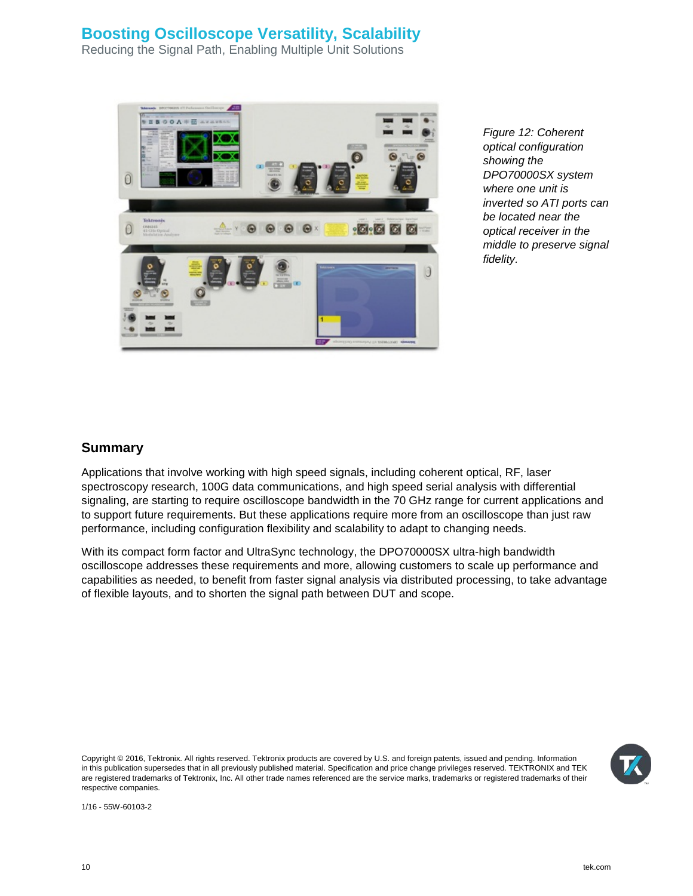# Boosting Oscilloscope Versatility, Scalability

Reducing the Signal Path, Enabling Multiple Unit Solutions

*Figure 12: Coherent optical configuration showing the DPO70000SX system where one unit is inverted so ATI ports can be located near the optical receiver in the middle to preserve signal fidelity.*

## Summary

Applications that involve working with high speed signals, including coherent optical, RF, laser spectroscopy research, 100G data communications, and high speed serial analysis with differential signaling, are starting to require oscilloscope bandwidth in the 70 GHz range for current applications and to support future requirements. But these applications require more from an oscilloscope than just raw performance, including configuration flexibility and scalability to adapt to changing needs.

With its compact form factor and UltraSync technology, the DPO70000SX ultra-high bandwidth oscilloscope addresses these requirements and more, allowing customers to scale up performance and capabilities as needed, to benefit from faster signal analysis via distributed processing, to take advantage of flexible layouts, and to shorten the signal path between DUT and scope.

Copyright © 2016, Tektronix. All rights reserved. Tektronix products are covered by U.S. and foreign patents, issued and pending. Information in this publication supersedes that in all previously published material. Specification and price change privileges reserved. TEKTRONIX and TEK are registered trademarks of Tektronix, Inc. All other trade names referenced are the service marks, trademarks or registered trademarks of their respective companies.

1/16 - 55W-60103-2